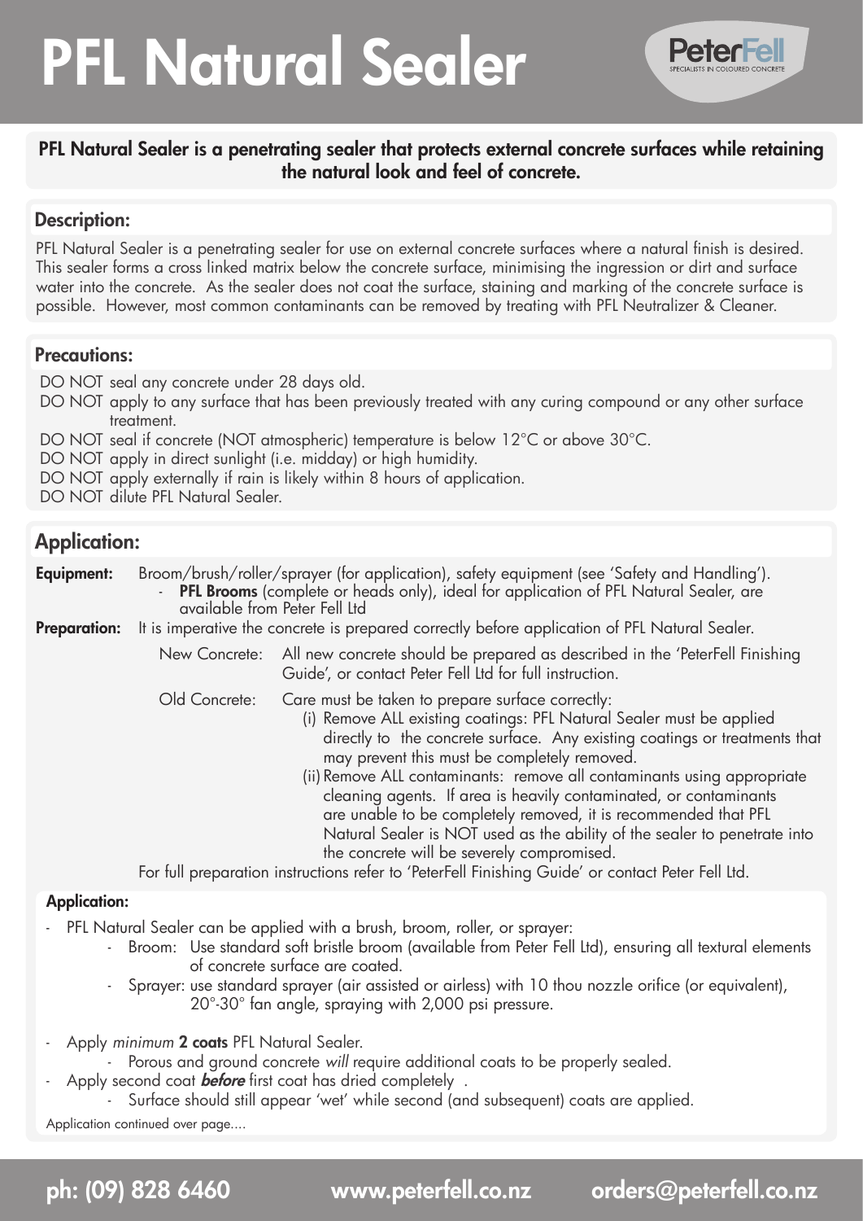# PFL Natural Sealer

PeterFell
SPECIALISTS IN COLOURED CONCRETE

**PFL Natural Sealer is a penetrating sealer that protects external concrete surfaces while retaining the natural look and feel of concrete.**

## Description:

PFL Natural Sealer is a penetrating sealer for use on external concrete surfaces where a natural finish is desired. This sealer forms a cross linked matrix below the concrete surface, minimising the ingression or dirt and surface water into the concrete. As the sealer does not coat the surface, staining and marking of the concrete surface is possible. However, most common contaminants can be removed by treating with PFL Neutralizer & Cleaner.

## Precautions:

DO NOT seal any concrete under 28 days old.
DO NOT apply to any surface that has been previously treated with any curing compound or any other surface treatment.
DO NOT seal if concrete (NOT atmospheric) temperature is below 12°C or above 30°C.
DO NOT apply in direct sunlight (i.e. midday) or high humidity.
DO NOT apply externally if rain is likely within 8 hours of application.
DO NOT dilute PFL Natural Sealer.

## Application:

**Equipment:** Broom/brush/roller/sprayer (for application), safety equipment (see 'Safety and Handling').
- **PFL Brooms** (complete or heads only), ideal for application of PFL Natural Sealer, are available from Peter Fell Ltd

**Preparation:** It is imperative the concrete is prepared correctly before application of PFL Natural Sealer.

New Concrete: All new concrete should be prepared as described in the 'PeterFell Finishing Guide', or contact Peter Fell Ltd for full instruction.

Old Concrete: Care must be taken to prepare surface correctly:
(i) Remove ALL existing coatings: PFL Natural Sealer must be applied directly to the concrete surface. Any existing coatings or treatments that may prevent this must be completely removed.
(ii) Remove ALL contaminants: remove all contaminants using appropriate cleaning agents. If area is heavily contaminated, or contaminants are unable to be completely removed, it is recommended that PFL Natural Sealer is NOT used as the ability of the sealer to penetrate into the concrete will be severely compromised.

For full preparation instructions refer to 'PeterFell Finishing Guide' or contact Peter Fell Ltd.

### Application:

- PFL Natural Sealer can be applied with a brush, broom, roller, or sprayer:
  - Broom: Use standard soft bristle broom (available from Peter Fell Ltd), ensuring all textural elements of concrete surface are coated.
  - Sprayer: use standard sprayer (air assisted or airless) with 10 thou nozzle orifice (or equivalent), 20°-30° fan angle, spraying with 2,000 psi pressure.

- Apply *minimum* **2 coats** PFL Natural Sealer.
  - Porous and ground concrete *will* require additional coats to be properly sealed.
- Apply second coat ***before*** first coat has dried completely .
  - Surface should still appear 'wet' while second (and subsequent) coats are applied.

Application continued over page....

**ph: (09) 828 6460 www.peterfell.co.nz orders@peterfell.co.nz**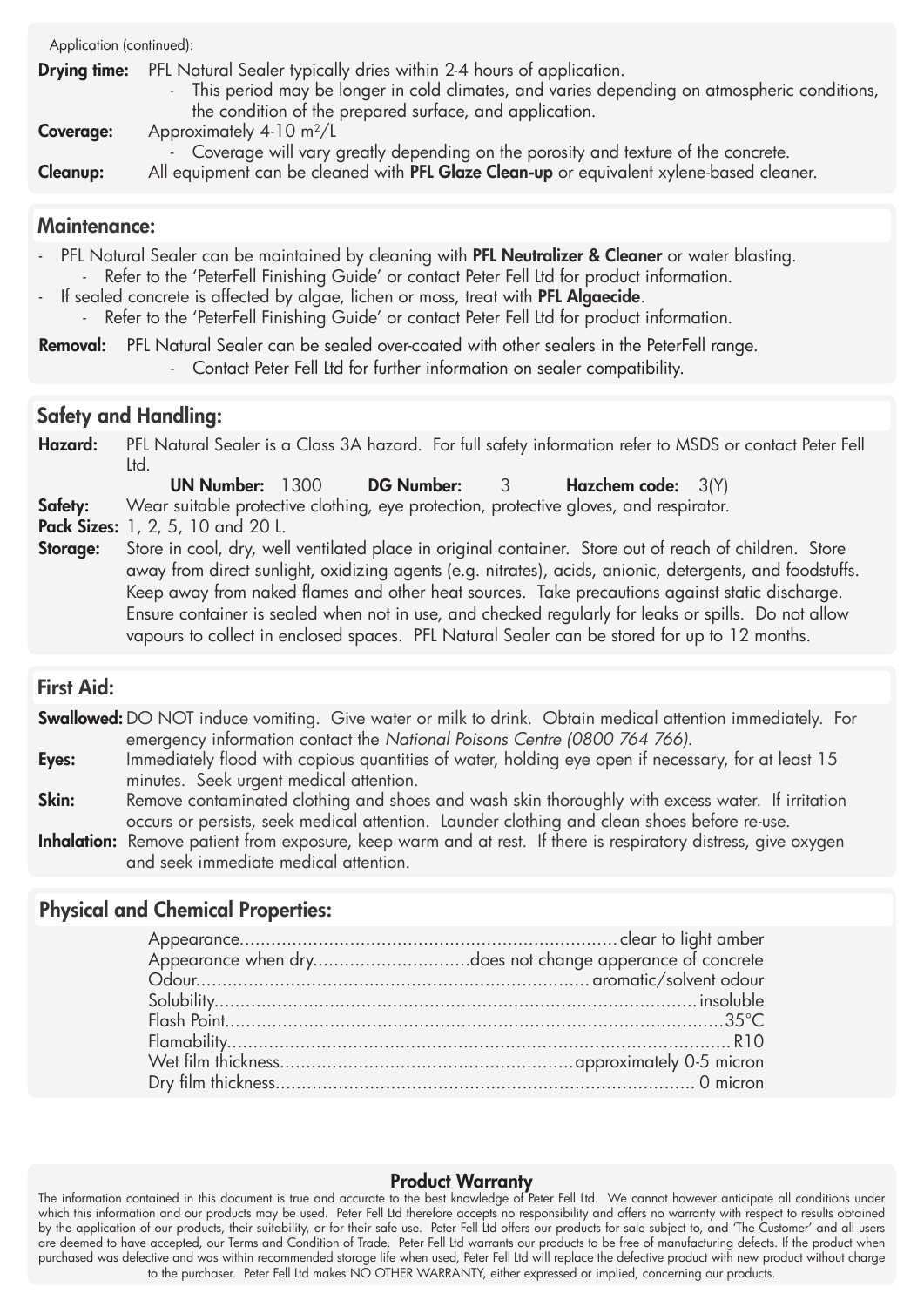Application (continued):

**Drying time:** PFL Natural Sealer typically dries within 2-4 hours of application.
- This period may be longer in cold climates, and varies depending on atmospheric conditions, the condition of the prepared surface, and application.

**Coverage:** Approximately 4-10 $m^2$/L
- Coverage will vary greatly depending on the porosity and texture of the concrete.

**Cleanup:** All equipment can be cleaned with **PFL Glaze Clean-up** or equivalent xylene-based cleaner.

## Maintenance:

- PFL Natural Sealer can be maintained by cleaning with **PFL Neutralizer & Cleaner** or water blasting.
  - Refer to the 'PeterFell Finishing Guide' or contact Peter Fell Ltd for product information.
- If sealed concrete is affected by algae, lichen or moss, treat with **PFL Algaecide**.
  - Refer to the 'PeterFell Finishing Guide' or contact Peter Fell Ltd for product information.

**Removal:** PFL Natural Sealer can be sealed over-coated with other sealers in the PeterFell range.
- Contact Peter Fell Ltd for further information on sealer compatibility.

## Safety and Handling:

**Hazard:** PFL Natural Sealer is a Class 3A hazard. For full safety information refer to MSDS or contact Peter Fell Ltd.

**UN Number:** 1300 **DG Number:** 3 **Hazchem code:** 3(Y)

**Safety:** Wear suitable protective clothing, eye protection, protective gloves, and respirator.

**Pack Sizes:** 1, 2, 5, 10 and 20 L.

**Storage:** Store in cool, dry, well ventilated place in original container. Store out of reach of children. Store away from direct sunlight, oxidizing agents (e.g. nitrates), acids, anionic, detergents, and foodstuffs. Keep away from naked flames and other heat sources. Take precautions against static discharge. Ensure container is sealed when not in use, and checked regularly for leaks or spills. Do not allow vapours to collect in enclosed spaces. PFL Natural Sealer can be stored for up to 12 months.

## First Aid:

**Swallowed:** DO NOT induce vomiting. Give water or milk to drink. Obtain medical attention immediately. For emergency information contact the *National Poisons Centre (0800 764 766)*.

**Eyes:** Immediately flood with copious quantities of water, holding eye open if necessary, for at least 15 minutes. Seek urgent medical attention.

**Skin:** Remove contaminated clothing and shoes and wash skin thoroughly with excess water. If irritation occurs or persists, seek medical attention. Launder clothing and clean shoes before re-use.

**Inhalation:** Remove patient from exposure, keep warm and at rest. If there is respiratory distress, give oxygen and seek immediate medical attention.

## Physical and Chemical Properties:

| | |
|---|---|
| Appearance | clear to light amber |
| Appearance when dry | does not change apperance of concrete |
| Odour | aromatic/solvent odour |
| Solubility | insoluble |
| Flash Point | 35°C |
| Flamability | R10 |
| Wet film thickness | approximately 0-5 micron |
| Dry film thickness | 0 micron |

### Product Warranty

The information contained in this document is true and accurate to the best knowledge of Peter Fell Ltd. We cannot however anticipate all conditions under which this information and our products may be used. Peter Fell Ltd therefore accepts no responsibility and offers no warranty with respect to results obtained by the application of our products, their suitability, or for their safe use. Peter Fell Ltd offers our products for sale subject to, and 'The Customer' and all users are deemed to have accepted, our Terms and Condition of Trade. Peter Fell Ltd warrants our products to be free of manufacturing defects. If the product when purchased was defective and was within recommended storage life when used, Peter Fell Ltd will replace the defective product with new product without charge to the purchaser. Peter Fell Ltd makes NO OTHER WARRANTY, either expressed or implied, concerning our products.